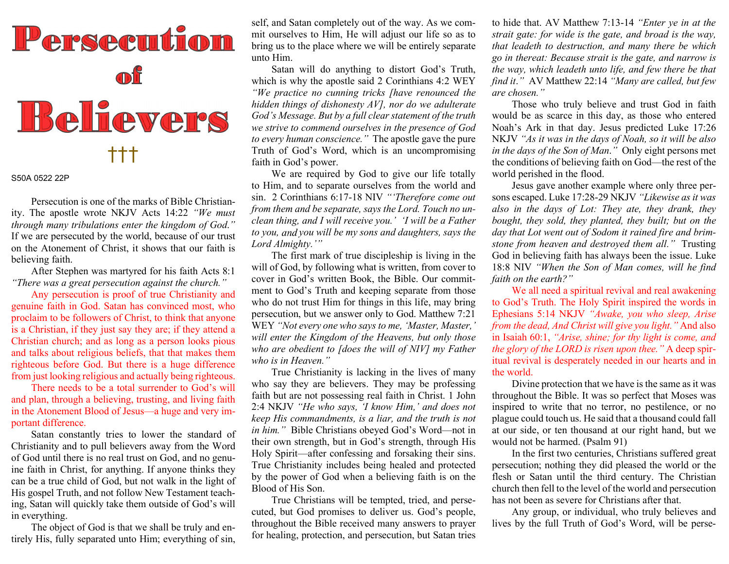# Persecution of Believers

†††

S50A 0522 22P

Persecution is one of the marks of Bible Christianity. The apostle wrote NKJV Acts 14:22 *"We must through many tribulations enter the kingdom of God."* If we are persecuted by the world, because of our trust on the Atonement of Christ, it shows that our faith is believing faith.

After Stephen was martyred for his faith Acts 8:1 *"There was a great persecution against the church."*

Any persecution is proof of true Christianity and genuine faith in God. Satan has convinced most, who proclaim to be followers of Christ, to think that anyone is a Christian, if they just say they are; if they attend a Christian church; and as long as a person looks pious and talks about religious beliefs, that that makes them righteous before God. But there is a huge difference from just looking religious and actually being righteous.

There needs to be a total surrender to God's will and plan, through a believing, trusting, and living faith in the Atonement Blood of Jesus—a huge and very important difference.

Satan constantly tries to lower the standard of Christianity and to pull believers away from the Word of God until there is no real trust on God, and no genuine faith in Christ, for anything. If anyone thinks they can be a true child of God, but not walk in the light of His gospel Truth, and not follow New Testament teaching, Satan will quickly take them outside of God's will in everything.

The object of God is that we shall be truly and entirely His, fully separated unto Him; everything of sin, self, and Satan completely out of the way. As we commit ourselves to Him, He will adjust our life so as to bring us to the place where we will be entirely separate unto Him.

Satan will do anything to distort God's Truth, which is why the apostle said 2 Corinthians 4:2 WEY *"We practice no cunning tricks [have renounced the hidden things of dishonesty AV], nor do we adulterate God's Message. But by a full clear statement of the truth we strive to commend ourselves in the presence of God to every human conscience."* The apostle gave the pure Truth of God's Word, which is an uncompromising faith in God's power.

We are required by God to give our life totally to Him, and to separate ourselves from the world and sin. 2 Corinthians 6:17-18 NIV *"'Therefore come out from them and be separate, says the Lord. Touch no unclean thing, and I will receive you.' 'I will be a Father to you, and you will be my sons and daughters, says the Lord Almighty.'"*

The first mark of true discipleship is living in the will of God, by following what is written, from cover to cover in God's written Book, the Bible. Our commitment to God's Truth and keeping separate from those who do not trust Him for things in this life, may bring persecution, but we answer only to God. Matthew 7:21 WEY *"Not every one who says to me, 'Master, Master,' will enter the Kingdom of the Heavens, but only those who are obedient to [does the will of NIV] my Father who is in Heaven."*

True Christianity is lacking in the lives of many who say they are believers. They may be professing faith but are not possessing real faith in Christ. 1 John 2:4 NKJV *"He who says, 'I know Him,' and does not keep His commandments, is a liar, and the truth is not in him."* Bible Christians obeyed God's Word—not in their own strength, but in God's strength, through His Holy Spirit—after confessing and forsaking their sins. True Christianity includes being healed and protected by the power of God when a believing faith is on the Blood of His Son.

True Christians will be tempted, tried, and persecuted, but God promises to deliver us. God's people, throughout the Bible received many answers to prayer for healing, protection, and persecution, but Satan tries to hide that. AV Matthew 7:13-14 *"Enter ye in at the strait gate: for wide is the gate, and broad is the way, that leadeth to destruction, and many there be which go in thereat: Because strait is the gate, and narrow is the way, which leadeth unto life, and few there be that find it."* AV Matthew 22:14 *"Many are called, but few are chosen."*

Those who truly believe and trust God in faith would be as scarce in this day, as those who entered Noah's Ark in that day. Jesus predicted Luke 17:26 NKJV *"As it was in the days of Noah, so it will be also in the days of the Son of Man."* Only eight persons met the conditions of believing faith on God—the rest of the world perished in the flood.

Jesus gave another example where only three persons escaped. Luke 17:28-29 NKJV *"Likewise as it was also in the days of Lot: They ate, they drank, they bought, they sold, they planted, they built; but on the day that Lot went out of Sodom it rained fire and brimstone from heaven and destroyed them all."* Trusting God in believing faith has always been the issue. Luke 18:8 NIV *"When the Son of Man comes, will he find faith on the earth?"*

We all need a spiritual revival and real awakening to God's Truth. The Holy Spirit inspired the words in Ephesians 5:14 NKJV *"Awake, you who sleep, Arise from the dead, And Christ will give you light."* And also in Isaiah 60:1, *"Arise, shine; for thy light is come, and the glory of the LORD is risen upon thee."* A deep spiritual revival is desperately needed in our hearts and in the world.

Divine protection that we have is the same as it was throughout the Bible. It was so perfect that Moses was inspired to write that no terror, no pestilence, or no plague could touch us. He said that a thousand could fall at our side, or ten thousand at our right hand, but we would not be harmed. (Psalm 91)

In the first two centuries, Christians suffered great persecution; nothing they did pleased the world or the flesh or Satan until the third century. The Christian church then fell to the level of the world and persecution has not been as severe for Christians after that.

Any group, or individual, who truly believes and lives by the full Truth of God's Word, will be perse-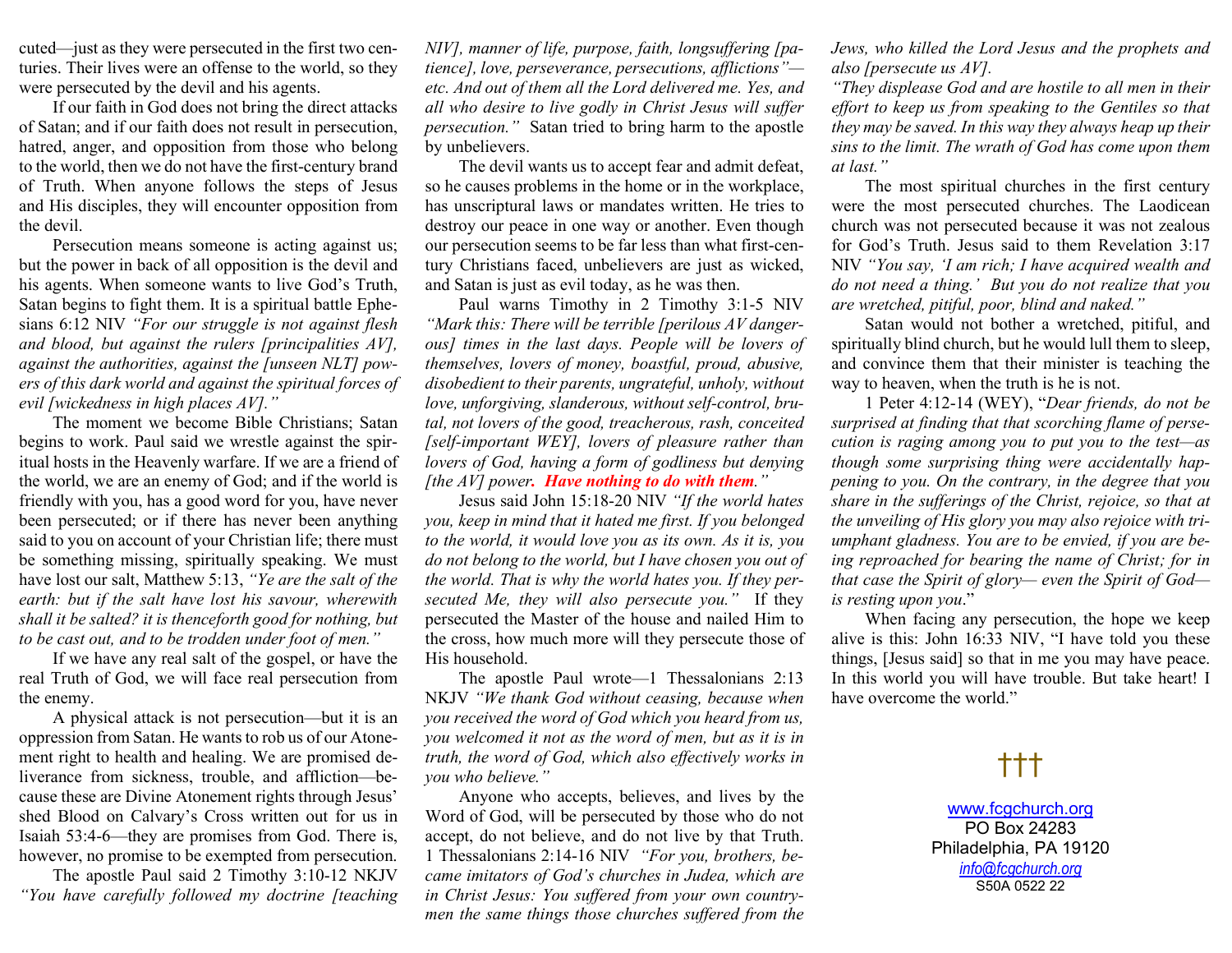cuted—just as they were persecuted in the first two centuries. Their lives were an offense to the world, so they were persecuted by the devil and his agents.

If our faith in God does not bring the direct attacks of Satan; and if our faith does not result in persecution, hatred, anger, and opposition from those who belong to the world, then we do not have the first-century brand of Truth. When anyone follows the steps of Jesus and His disciples, they will encounter opposition from the devil.

Persecution means someone is acting against us; but the power in back of all opposition is the devil and his agents. When someone wants to live God's Truth, Satan begins to fight them. It is a spiritual battle Ephesians 6:12 NIV *"For our struggle is not against flesh and blood, but against the rulers [principalities AV], against the authorities, against the [unseen NLT] powers of this dark world and against the spiritual forces of evil [wickedness in high places AV]."*

The moment we become Bible Christians; Satan begins to work. Paul said we wrestle against the spiritual hosts in the Heavenly warfare. If we are a friend of the world, we are an enemy of God; and if the world is friendly with you, has a good word for you, have never been persecuted; or if there has never been anything said to you on account of your Christian life; there must be something missing, spiritually speaking. We must have lost our salt, Matthew 5:13, *"Ye are the salt of the earth: but if the salt have lost his savour, wherewith shall it be salted? it is thenceforth good for nothing, but to be cast out, and to be trodden under foot of men."*

If we have any real salt of the gospel, or have the real Truth of God, we will face real persecution from the enemy.

A physical attack is not persecution—but it is an oppression from Satan. He wants to rob us of our Atonement right to health and healing. We are promised deliverance from sickness, trouble, and affliction—because these are Divine Atonement rights through Jesus' shed Blood on Calvary's Cross written out for us in Isaiah 53:4-6—they are promises from God. There is, however, no promise to be exempted from persecution.

The apostle Paul said 2 Timothy 3:10-12 NKJV *"You have carefully followed my doctrine [teaching NIV], manner of life, purpose, faith, longsuffering [patience], love, perseverance, persecutions, afflictions"—etc. And out of them all the Lord delivered me. Yes, and all who desire to live godly in Christ Jesus will suffer persecution."* Satan tried to bring harm to the apostle by unbelievers.

The devil wants us to accept fear and admit defeat, so he causes problems in the home or in the workplace, has unscriptural laws or mandates written. He tries to destroy our peace in one way or another. Even though our persecution seems to be far less than what first-century Christians faced, unbelievers are just as wicked, and Satan is just as evil today, as he was then.

Paul warns Timothy in 2 Timothy 3:1-5 NIV *"Mark this: There will be terrible [perilous AV dangerous] times in the last days. People will be lovers of themselves, lovers of money, boastful, proud, abusive, disobedient to their parents, ungrateful, unholy, without love, unforgiving, slanderous, without self-control, brutal, not lovers of the good, treacherous, rash, conceited [self-important WEY], lovers of pleasure rather than lovers of God, having a form of godliness but denying [the AV] power.* ***Have nothing to do with them****."*

Jesus said John 15:18-20 NIV *"If the world hates you, keep in mind that it hated me first. If you belonged to the world, it would love you as its own. As it is, you do not belong to the world, but I have chosen you out of the world. That is why the world hates you. If they persecuted Me, they will also persecute you."* If they persecuted the Master of the house and nailed Him to the cross, how much more will they persecute those of His household.

The apostle Paul wrote—1 Thessalonians 2:13 NKJV *"We thank God without ceasing, because when you received the word of God which you heard from us, you welcomed it not as the word of men, but as it is in truth, the word of God, which also effectively works in you who believe."*

Anyone who accepts, believes, and lives by the Word of God, will be persecuted by those who do not accept, do not believe, and do not live by that Truth. 1 Thessalonians 2:14-16 NIV *"For you, brothers, became imitators of God's churches in Judea, which are in Christ Jesus: You suffered from your own countrymen the same things those churches suffered from the Jews, who killed the Lord Jesus and the prophets and also [persecute us AV].*

*"They displease God and are hostile to all men in their effort to keep us from speaking to the Gentiles so that they may be saved. In this way they always heap up their sins to the limit. The wrath of God has come upon them at last."*

The most spiritual churches in the first century were the most persecuted churches. The Laodicean church was not persecuted because it was not zealous for God's Truth. Jesus said to them Revelation 3:17 NIV *"You say, 'I am rich; I have acquired wealth and do not need a thing.' But you do not realize that you are wretched, pitiful, poor, blind and naked."*

Satan would not bother a wretched, pitiful, and spiritually blind church, but he would lull them to sleep, and convince them that their minister is teaching the way to heaven, when the truth is he is not.

1 Peter 4:12-14 (WEY), "*Dear friends, do not be surprised at finding that that scorching flame of persecution is raging among you to put you to the test—as though some surprising thing were accidentally happening to you. On the contrary, in the degree that you share in the sufferings of the Christ, rejoice, so that at the unveiling of His glory you may also rejoice with triumphant gladness. You are to be envied, if you are being reproached for bearing the name of Christ; for in that case the Spirit of glory— even the Spirit of God—is resting upon you*."

When facing any persecution, the hope we keep alive is this: John 16:33 NIV, "I have told you these things, [Jesus said] so that in me you may have peace. In this world you will have trouble. But take heart! I have overcome the world."

†††

www.fcgchurch.org
PO Box 24283
Philadelphia, PA 19120
*info@fcgchurch.org*
S50A 0522 22